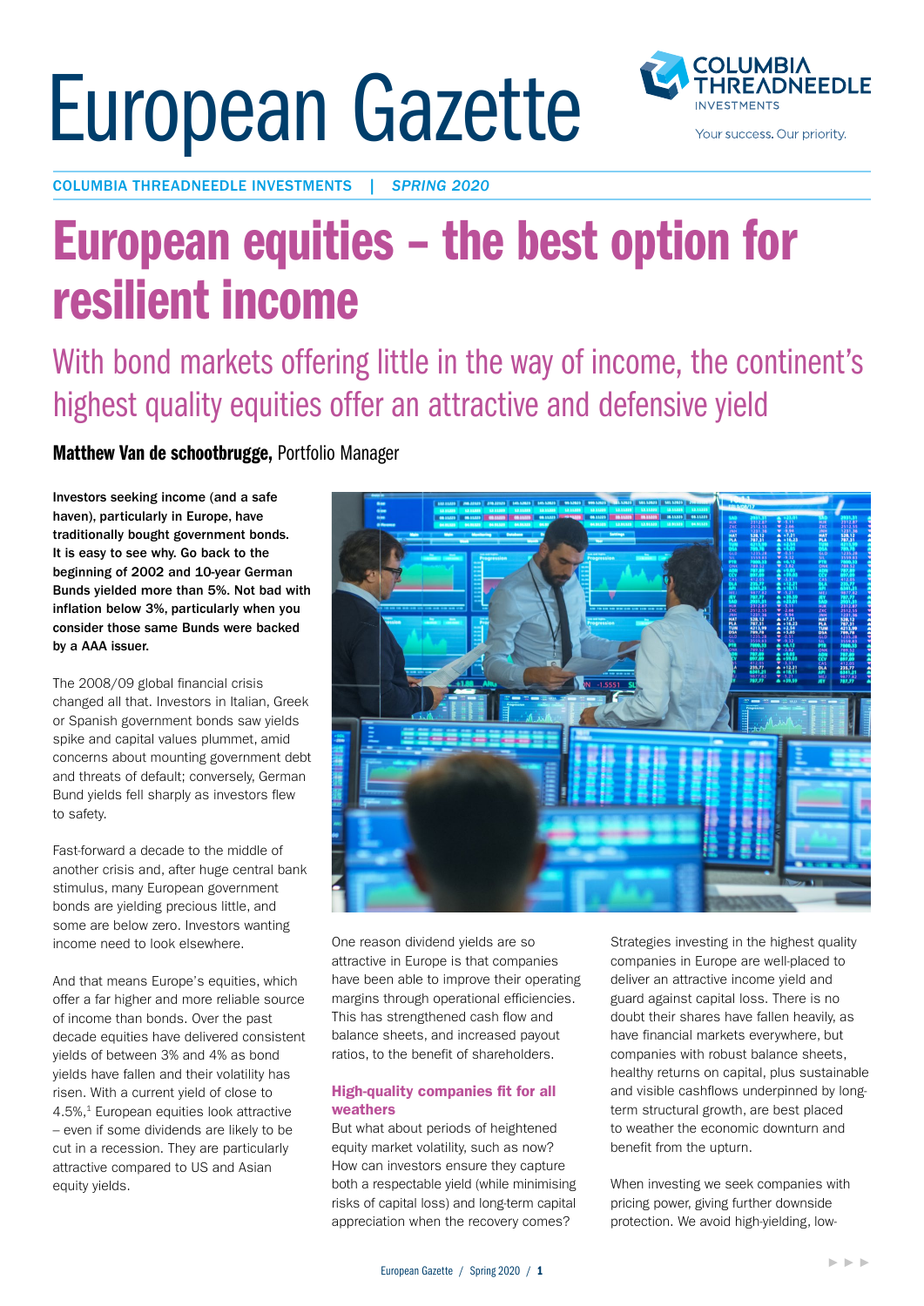# European Gazette

COLUMBIA THREADNEEDLE INVESTMENTS | *SPRING 2020*

# European equities – the best option for resilient income

## With bond markets offering little in the way of income, the continent's highest quality equities offer an attractive and defensive yield

**Matthew Van de schootbrugge,** Portfolio Manager

**Investors seeking income (and a safe haven), particularly in Europe, have traditionally bought government bonds. It is easy to see why. Go back to the beginning of 2002 and 10-year German Bunds yielded more than 5%. Not bad with inflation below 3%, particularly when you consider those same Bunds were backed by a AAA issuer.**

The 2008/09 global financial crisis changed all that. Investors in Italian, Greek or Spanish government bonds saw yields spike and capital values plummet, amid concerns about mounting government debt and threats of default; conversely, German Bund yields fell sharply as investors flew to safety.

Fast-forward a decade to the middle of another crisis and, after huge central bank stimulus, many European government bonds are yielding precious little, and some are below zero. Investors wanting income need to look elsewhere.

And that means Europe's equities, which offer a far higher and more reliable source of income than bonds. Over the past decade equities have delivered consistent yields of between 3% and 4% as bond yields have fallen and their volatility has risen. With a current yield of close to 4.5%,[1] European equities look attractive – even if some dividends are likely to be cut in a recession. They are particularly attractive compared to US and Asian equity yields.

One reason dividend yields are so attractive in Europe is that companies have been able to improve their operating margins through operational efficiencies. This has strengthened cash flow and balance sheets, and increased payout ratios, to the benefit of shareholders.

### High-quality companies fit for all weathers

But what about periods of heightened equity market volatility, such as now? How can investors ensure they capture both a respectable yield (while minimising risks of capital loss) and long-term capital appreciation when the recovery comes?

Strategies investing in the highest quality companies in Europe are well-placed to deliver an attractive income yield and guard against capital loss. There is no doubt their shares have fallen heavily, as have financial markets everywhere, but companies with robust balance sheets, healthy returns on capital, plus sustainable and visible cashflows underpinned by long-term structural growth, are best placed to weather the economic downturn and benefit from the upturn.

When investing we seek companies with pricing power, giving further downside protection. We avoid high-yielding, low-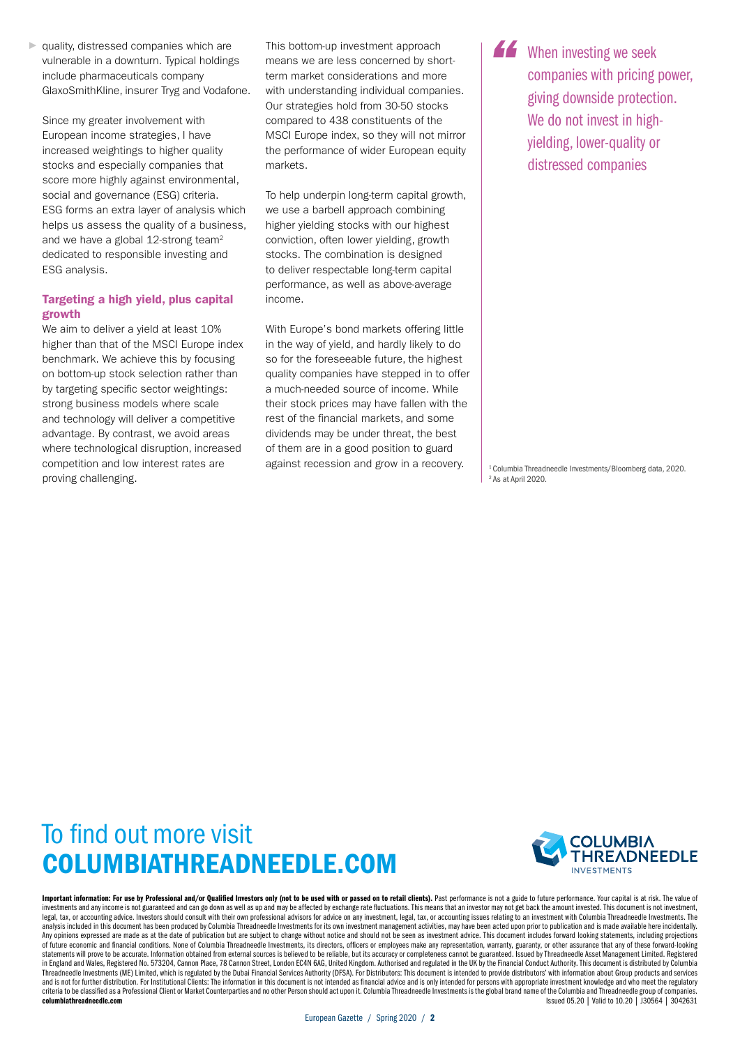quality, distressed companies which are vulnerable in a downturn. Typical holdings include pharmaceuticals company GlaxoSmithKline, insurer Tryg and Vodafone.

Since my greater involvement with European income strategies, I have increased weightings to higher quality stocks and especially companies that score more highly against environmental, social and governance (ESG) criteria. ESG forms an extra layer of analysis which helps us assess the quality of a business, and we have a global 12-strong team[2] dedicated to responsible investing and ESG analysis.

### Targeting a high yield, plus capital growth

We aim to deliver a yield at least 10% higher than that of the MSCI Europe index benchmark. We achieve this by focusing on bottom-up stock selection rather than by targeting specific sector weightings: strong business models where scale and technology will deliver a competitive advantage. By contrast, we avoid areas where technological disruption, increased competition and low interest rates are proving challenging.

This bottom-up investment approach means we are less concerned by short-term market considerations and more with understanding individual companies. Our strategies hold from 30-50 stocks compared to 438 constituents of the MSCI Europe index, so they will not mirror the performance of wider European equity markets.

To help underpin long-term capital growth, we use a barbell approach combining higher yielding stocks with our highest conviction, often lower yielding, growth stocks. The combination is designed to deliver respectable long-term capital performance, as well as above-average income.

With Europe's bond markets offering little in the way of yield, and hardly likely to do so for the foreseeable future, the highest quality companies have stepped in to offer a much-needed source of income. While their stock prices may have fallen with the rest of the financial markets, and some dividends may be under threat, the best of them are in a good position to guard against recession and grow in a recovery.

> "When investing we seek companies with pricing power, giving downside protection. We do not invest in high-yielding, lower-quality or distressed companies

[1] Columbia Threadneedle Investments/Bloomberg data, 2020.
[2] As at April 2020.

# To find out more visit **COLUMBIATHREADNEEDLE.COM**

COLUMBIA THREADNEEDLE INVESTMENTS

**Important information: For use by Professional and/or Qualified Investors only (not to be used with or passed on to retail clients).** Past performance is not a guide to future performance. Your capital is at risk. The value of investments and any income is not guaranteed and can go down as well as up and may be affected by exchange rate fluctuations. This means that an investor may not get back the amount invested. This document is not investment, legal, tax, or accounting advice. Investors should consult with their own professional advisors for advice on any investment, legal, tax, or accounting issues relating to an investment with Columbia Threadneedle Investments. The analysis included in this document has been produced by Columbia Threadneedle Investments for its own investment management activities, may have been acted upon prior to publication and is made available here incidentally. Any opinions expressed are made as at the date of publication but are subject to change without notice and should not be seen as investment advice. This document includes forward looking statements, including projections of future economic and financial conditions. None of Columbia Threadneedle Investments, its directors, officers or employees make any representation, warranty, guaranty, or other assurance that any of these forward-looking statements will prove to be accurate. Information obtained from external sources is believed to be reliable, but its accuracy or completeness cannot be guaranteed. Issued by Threadneedle Asset Management Limited. Registered in England and Wales, Registered No. 573204, Cannon Place, 78 Cannon Street, London EC4N 6AG, United Kingdom. Authorised and regulated in the UK by the Financial Conduct Authority. This document is distributed by Columbia Threadneedle Investments (ME) Limited, which is regulated by the Dubai Financial Services Authority (DFSA). For Distributors: This document is intended to provide distributors' with information about Group products and services and is not for further distribution. For Institutional Clients: The information in this document is not intended as financial advice and is only intended for persons with appropriate investment knowledge and who meet the regulatory criteria to be classified as a Professional Client or Market Counterparties and no other Person should act upon it. Columbia Threadneedle Investments is the global brand name of the Columbia and Threadneedle group of companies.
**columbiathreadneedle.com**

Issued 05.20 | Valid to 10.20 | J30564 | 3042631